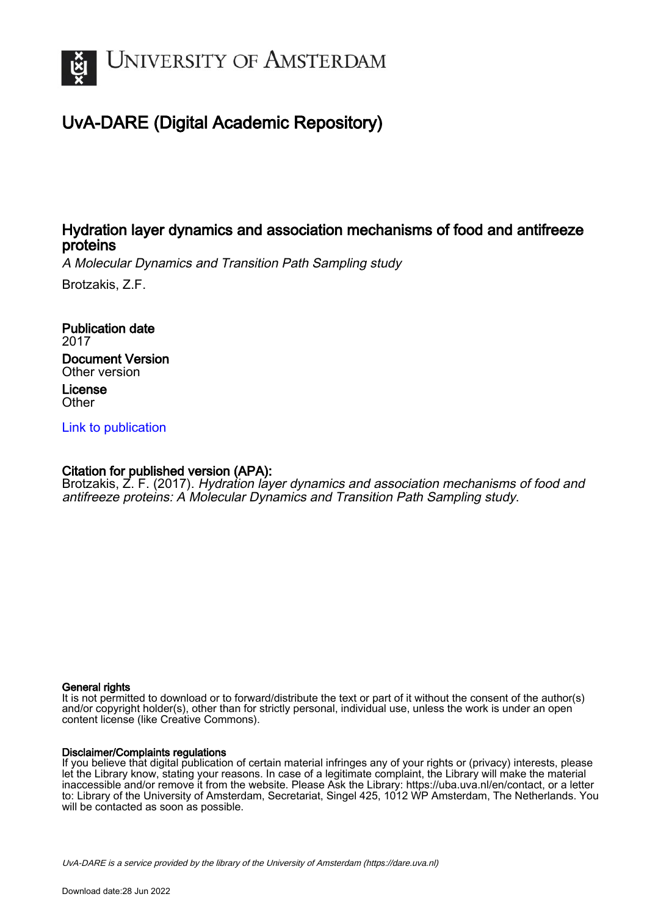UNIVERSITY OF AMSTERDAM

# UvA-DARE (Digital Academic Repository)

## Hydration layer dynamics and association mechanisms of food and antifreeze proteins

*A Molecular Dynamics and Transition Path Sampling study*

Brotzakis, Z.F.

**Publication date**
2017

**Document Version**
Other version

**License**
Other

Link to publication

**Citation for published version (APA):**
Brotzakis, Z. F. (2017). *Hydration layer dynamics and association mechanisms of food and antifreeze proteins: A Molecular Dynamics and Transition Path Sampling study*.

**General rights**
It is not permitted to download or to forward/distribute the text or part of it without the consent of the author(s) and/or copyright holder(s), other than for strictly personal, individual use, unless the work is under an open content license (like Creative Commons).

**Disclaimer/Complaints regulations**
If you believe that digital publication of certain material infringes any of your rights or (privacy) interests, please let the Library know, stating your reasons. In case of a legitimate complaint, the Library will make the material inaccessible and/or remove it from the website. Please Ask the Library: https://uba.uva.nl/en/contact, or a letter to: Library of the University of Amsterdam, Secretariat, Singel 425, 1012 WP Amsterdam, The Netherlands. You will be contacted as soon as possible.

*UvA-DARE is a service provided by the library of the University of Amsterdam (https://dare.uva.nl)*

Download date:28 Jun 2022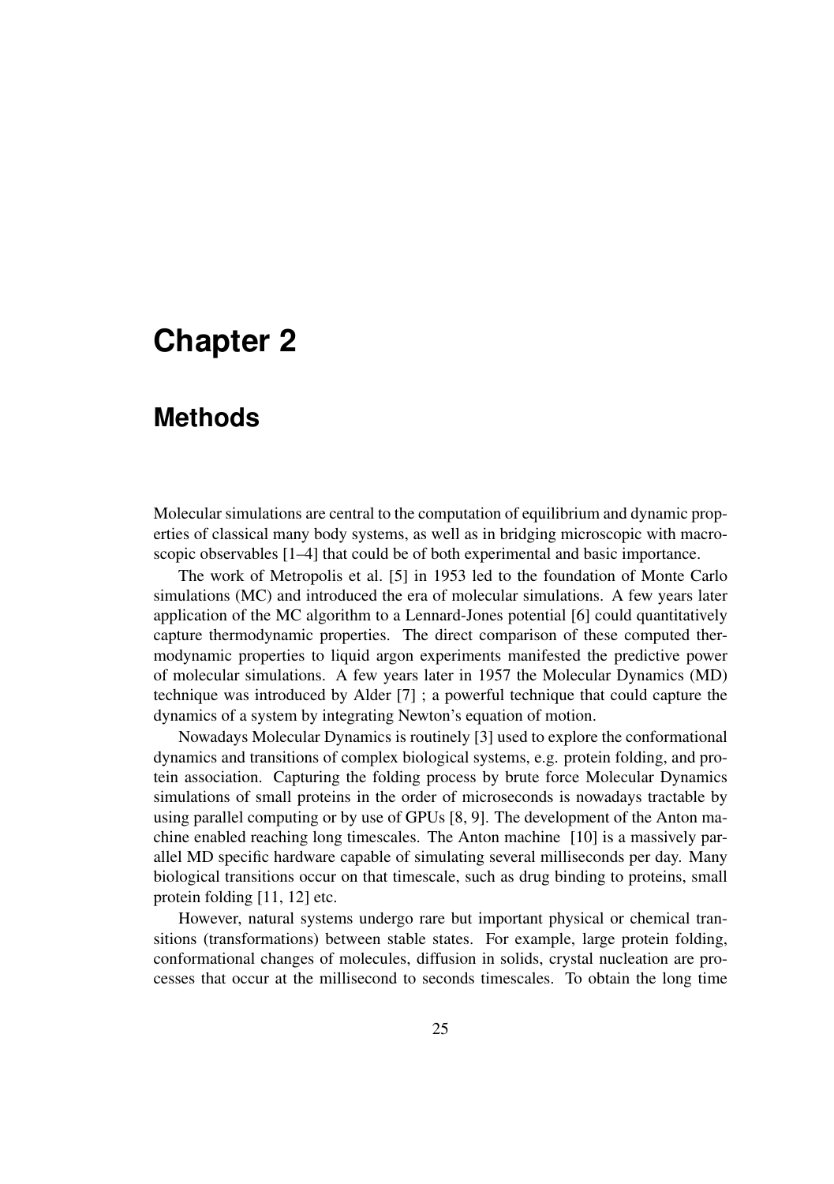# Chapter 2

## Methods

Molecular simulations are central to the computation of equilibrium and dynamic properties of classical many body systems, as well as in bridging microscopic with macroscopic observables [1–4] that could be of both experimental and basic importance.

The work of Metropolis et al. [5] in 1953 led to the foundation of Monte Carlo simulations (MC) and introduced the era of molecular simulations. A few years later application of the MC algorithm to a Lennard-Jones potential [6] could quantitatively capture thermodynamic properties. The direct comparison of these computed thermodynamic properties to liquid argon experiments manifested the predictive power of molecular simulations. A few years later in 1957 the Molecular Dynamics (MD) technique was introduced by Alder [7] ; a powerful technique that could capture the dynamics of a system by integrating Newton's equation of motion.

Nowadays Molecular Dynamics is routinely [3] used to explore the conformational dynamics and transitions of complex biological systems, e.g. protein folding, and protein association. Capturing the folding process by brute force Molecular Dynamics simulations of small proteins in the order of microseconds is nowadays tractable by using parallel computing or by use of GPUs [8, 9]. The development of the Anton machine enabled reaching long timescales. The Anton machine [10] is a massively parallel MD specific hardware capable of simulating several milliseconds per day. Many biological transitions occur on that timescale, such as drug binding to proteins, small protein folding [11, 12] etc.

However, natural systems undergo rare but important physical or chemical transitions (transformations) between stable states. For example, large protein folding, conformational changes of molecules, diffusion in solids, crystal nucleation are processes that occur at the millisecond to seconds timescales. To obtain the long time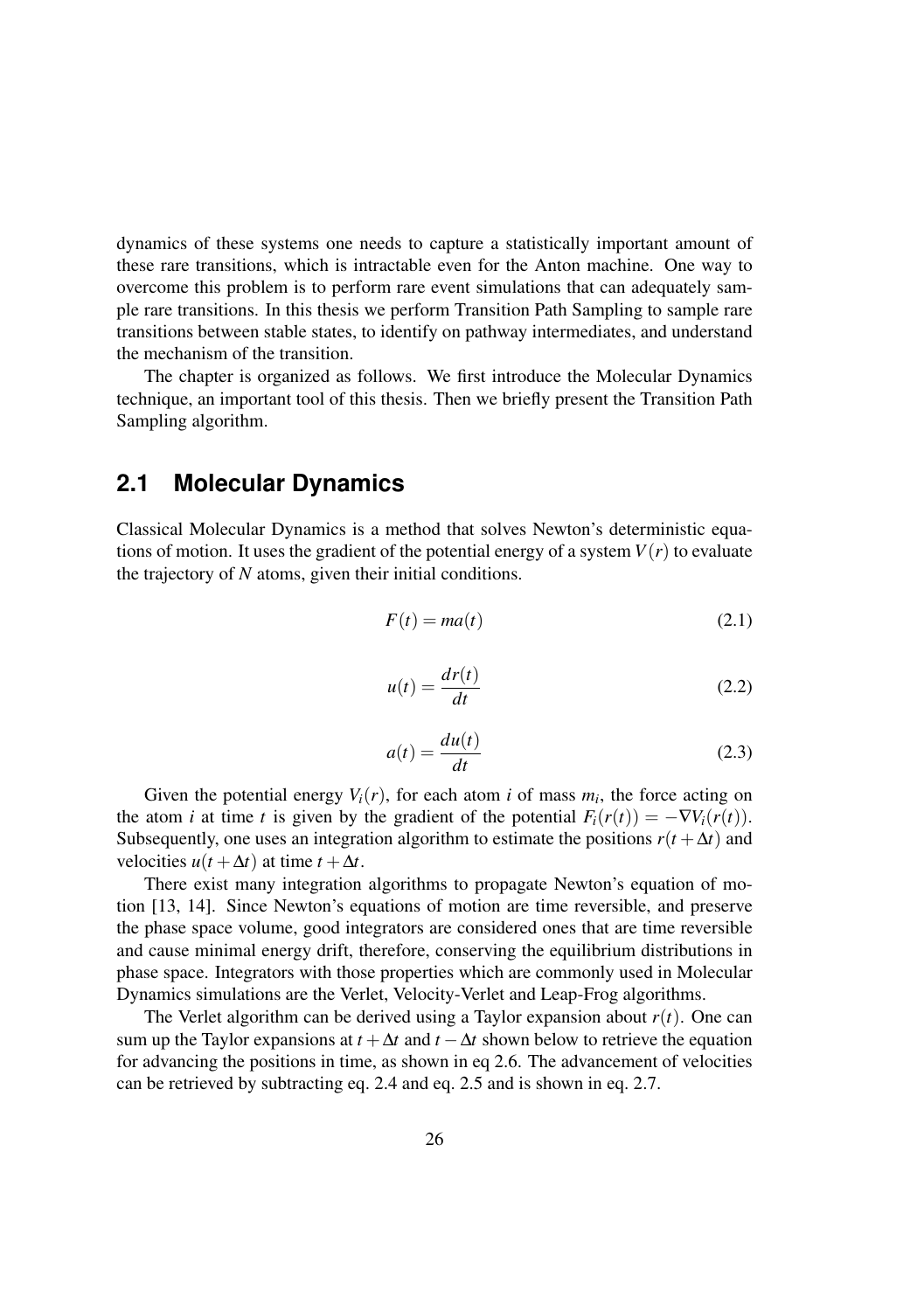dynamics of these systems one needs to capture a statistically important amount of these rare transitions, which is intractable even for the Anton machine. One way to overcome this problem is to perform rare event simulations that can adequately sample rare transitions. In this thesis we perform Transition Path Sampling to sample rare transitions between stable states, to identify on pathway intermediates, and understand the mechanism of the transition.

The chapter is organized as follows. We first introduce the Molecular Dynamics technique, an important tool of this thesis. Then we briefly present the Transition Path Sampling algorithm.

## 2.1 Molecular Dynamics

Classical Molecular Dynamics is a method that solves Newton's deterministic equations of motion. It uses the gradient of the potential energy of a system $V(r)$ to evaluate the trajectory of $N$ atoms, given their initial conditions.

$$F(t) = ma(t) \tag{2.1}$$

$$u(t) = \frac{dr(t)}{dt} \tag{2.2}$$

$$a(t) = \frac{du(t)}{dt} \tag{2.3}$$

Given the potential energy $V_i(r)$, for each atom $i$ of mass $m_i$, the force acting on the atom $i$ at time $t$ is given by the gradient of the potential $F_i(r(t)) = -\nabla V_i(r(t))$. Subsequently, one uses an integration algorithm to estimate the positions $r(t+\Delta t)$ and velocities $u(t+\Delta t)$ at time $t+\Delta t$.

There exist many integration algorithms to propagate Newton's equation of motion [13, 14]. Since Newton's equations of motion are time reversible, and preserve the phase space volume, good integrators are considered ones that are time reversible and cause minimal energy drift, therefore, conserving the equilibrium distributions in phase space. Integrators with those properties which are commonly used in Molecular Dynamics simulations are the Verlet, Velocity-Verlet and Leap-Frog algorithms.

The Verlet algorithm can be derived using a Taylor expansion about $r(t)$. One can sum up the Taylor expansions at $t+\Delta t$ and $t-\Delta t$ shown below to retrieve the equation for advancing the positions in time, as shown in eq 2.6. The advancement of velocities can be retrieved by subtracting eq. 2.4 and eq. 2.5 and is shown in eq. 2.7.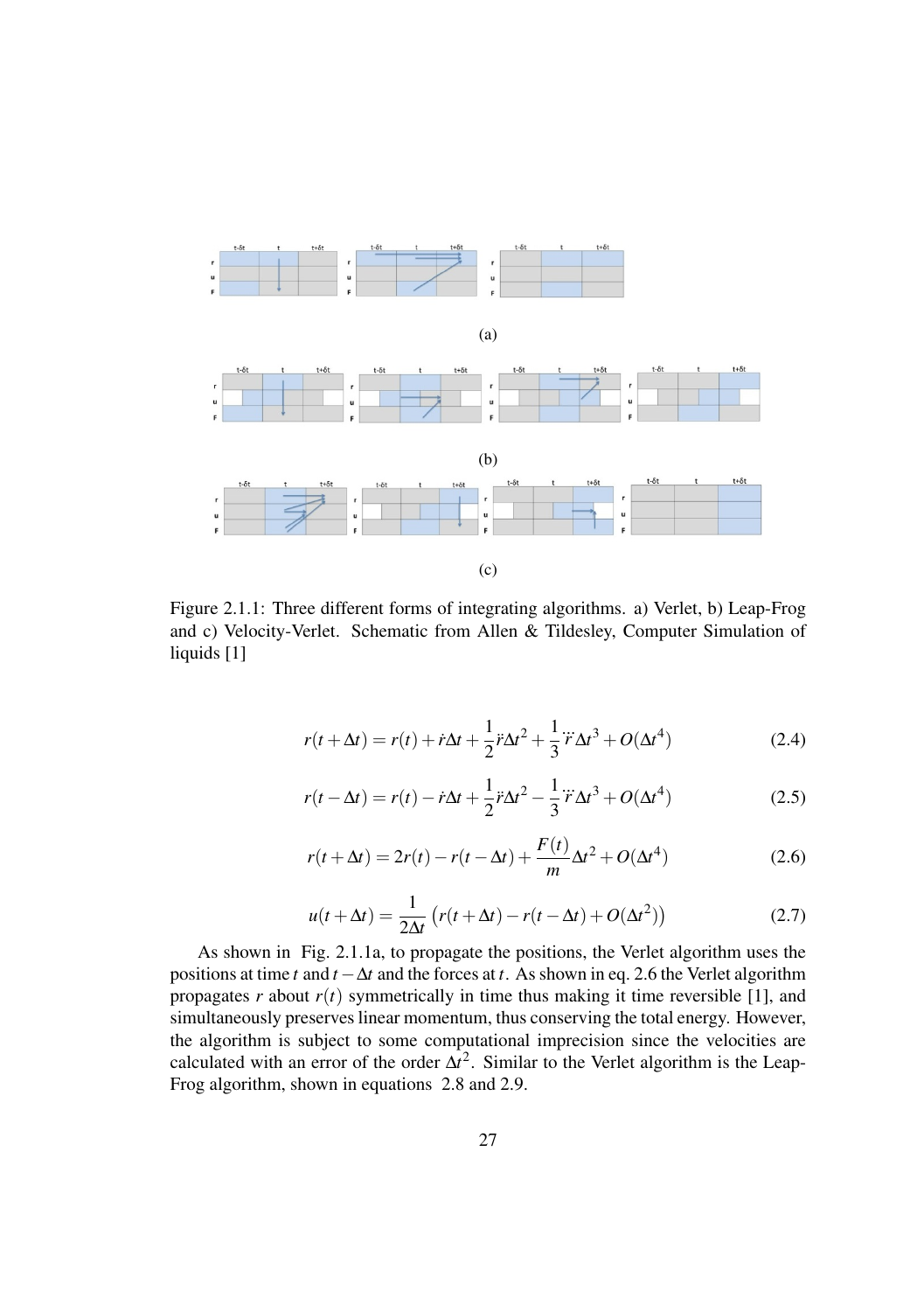(a)

(b)

(c)

Figure 2.1.1: Three different forms of integrating algorithms. a) Verlet, b) Leap-Frog and c) Velocity-Verlet. Schematic from Allen & Tildesley, Computer Simulation of liquids [1]

$$r(t+\Delta t) = r(t) + \dot{r}\Delta t + \frac{1}{2}\ddot{r}\Delta t^2 + \frac{1}{3}\dddot{r}\Delta t^3 + O(\Delta t^4) \tag{2.4}$$

$$r(t-\Delta t) = r(t) - \dot{r}\Delta t + \frac{1}{2}\ddot{r}\Delta t^2 - \frac{1}{3}\dddot{r}\Delta t^3 + O(\Delta t^4) \tag{2.5}$$

$$r(t+\Delta t) = 2r(t) - r(t-\Delta t) + \frac{F(t)}{m}\Delta t^2 + O(\Delta t^4) \tag{2.6}$$

$$u(t+\Delta t) = \frac{1}{2\Delta t}\left(r(t+\Delta t) - r(t-\Delta t) + O(\Delta t^2)\right) \tag{2.7}$$

As shown in Fig. 2.1.1a, to propagate the positions, the Verlet algorithm uses the positions at time $t$ and $t-\Delta t$ and the forces at $t$. As shown in eq. 2.6 the Verlet algorithm propagates $r$ about $r(t)$ symmetrically in time thus making it time reversible [1], and simultaneously preserves linear momentum, thus conserving the total energy. However, the algorithm is subject to some computational imprecision since the velocities are calculated with an error of the order $\Delta t^2$. Similar to the Verlet algorithm is the Leap-Frog algorithm, shown in equations 2.8 and 2.9.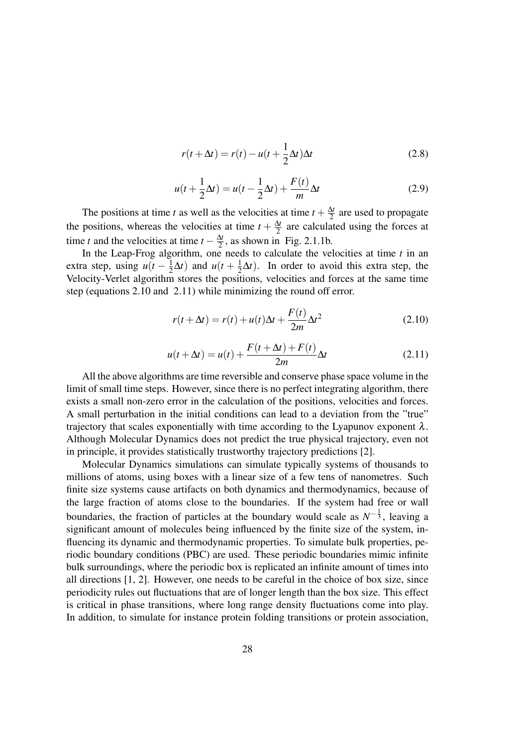$$r(t+\Delta t) = r(t) - u(t+\frac{1}{2}\Delta t)\Delta t \tag{2.8}$$

$$u(t+\frac{1}{2}\Delta t) = u(t-\frac{1}{2}\Delta t) + \frac{F(t)}{m}\Delta t \tag{2.9}$$

The positions at time $t$ as well as the velocities at time $t+\frac{\Delta t}{2}$ are used to propagate the positions, whereas the velocities at time $t+\frac{\Delta t}{2}$ are calculated using the forces at time $t$ and the velocities at time $t-\frac{\Delta t}{2}$, as shown in Fig. 2.1.1b.

In the Leap-Frog algorithm, one needs to calculate the velocities at time $t$ in an extra step, using $u(t-\frac{1}{2}\Delta t)$ and $u(t+\frac{1}{2}\Delta t)$. In order to avoid this extra step, the Velocity-Verlet algorithm stores the positions, velocities and forces at the same time step (equations 2.10 and 2.11) while minimizing the round off error.

$$r(t+\Delta t) = r(t) + u(t)\Delta t + \frac{F(t)}{2m}\Delta t^2 \tag{2.10}$$

$$u(t+\Delta t) = u(t) + \frac{F(t+\Delta t)+F(t)}{2m}\Delta t \tag{2.11}$$

All the above algorithms are time reversible and conserve phase space volume in the limit of small time steps. However, since there is no perfect integrating algorithm, there exists a small non-zero error in the calculation of the positions, velocities and forces. A small perturbation in the initial conditions can lead to a deviation from the "true" trajectory that scales exponentially with time according to the Lyapunov exponent $\lambda$. Although Molecular Dynamics does not predict the true physical trajectory, even not in principle, it provides statistically trustworthy trajectory predictions [2].

Molecular Dynamics simulations can simulate typically systems of thousands to millions of atoms, using boxes with a linear size of a few tens of nanometres. Such finite size systems cause artifacts on both dynamics and thermodynamics, because of the large fraction of atoms close to the boundaries. If the system had free or wall boundaries, the fraction of particles at the boundary would scale as $N^{-\frac{1}{3}}$, leaving a significant amount of molecules being influenced by the finite size of the system, influencing its dynamic and thermodynamic properties. To simulate bulk properties, periodic boundary conditions (PBC) are used. These periodic boundaries mimic infinite bulk surroundings, where the periodic box is replicated an infinite amount of times into all directions [1, 2]. However, one needs to be careful in the choice of box size, since periodicity rules out fluctuations that are of longer length than the box size. This effect is critical in phase transitions, where long range density fluctuations come into play. In addition, to simulate for instance protein folding transitions or protein association,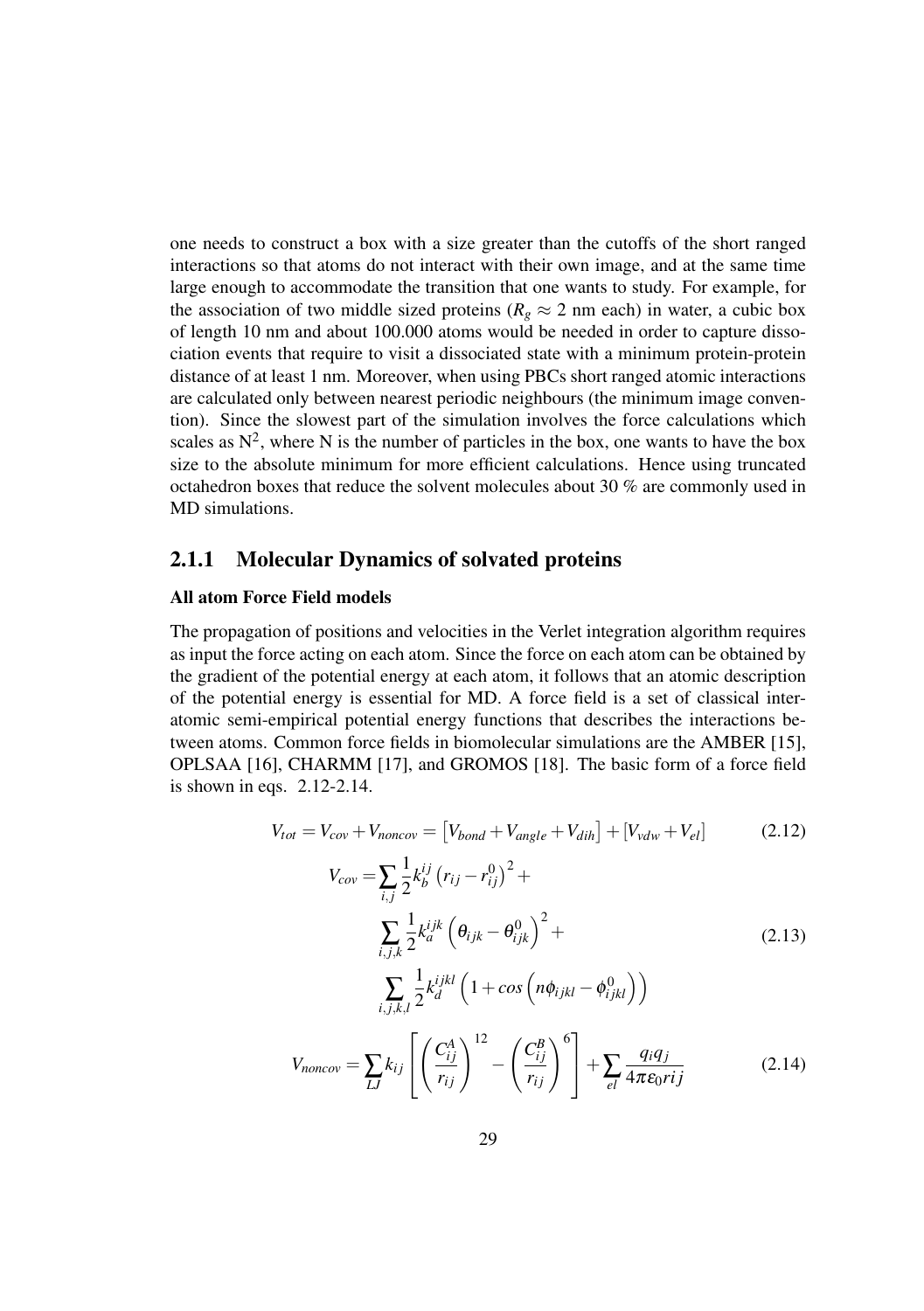one needs to construct a box with a size greater than the cutoffs of the short ranged interactions so that atoms do not interact with their own image, and at the same time large enough to accommodate the transition that one wants to study. For example, for the association of two middle sized proteins ($R_g \approx 2$ nm each) in water, a cubic box of length 10 nm and about 100.000 atoms would be needed in order to capture dissociation events that require to visit a dissociated state with a minimum protein-protein distance of at least 1 nm. Moreover, when using PBCs short ranged atomic interactions are calculated only between nearest periodic neighbours (the minimum image convention). Since the slowest part of the simulation involves the force calculations which scales as $N^2$, where N is the number of particles in the box, one wants to have the box size to the absolute minimum for more efficient calculations. Hence using truncated octahedron boxes that reduce the solvent molecules about 30 % are commonly used in MD simulations.

### 2.1.1 Molecular Dynamics of solvated proteins

**All atom Force Field models**

The propagation of positions and velocities in the Verlet integration algorithm requires as input the force acting on each atom. Since the force on each atom can be obtained by the gradient of the potential energy at each atom, it follows that an atomic description of the potential energy is essential for MD. A force field is a set of classical interatomic semi-empirical potential energy functions that describes the interactions between atoms. Common force fields in biomolecular simulations are the AMBER [15], OPLSAA [16], CHARMM [17], and GROMOS [18]. The basic form of a force field is shown in eqs. 2.12-2.14.

$$V_{tot} = V_{cov} + V_{noncov} = \left[V_{bond} + V_{angle} + V_{dih}\right] + \left[V_{vdw} + V_{el}\right] \tag{2.12}$$

$$\begin{aligned} V_{cov} = &\sum_{i,j} \frac{1}{2} k_b^{ij} \left(r_{ij} - r_{ij}^0\right)^2 + \\ &\sum_{i,j,k} \frac{1}{2} k_a^{ijk} \left(\theta_{ijk} - \theta_{ijk}^0\right)^2 + \\ &\sum_{i,j,k,l} \frac{1}{2} k_d^{ijkl} \left(1 + cos\left(n\phi_{ijkl} - \phi_{ijkl}^0\right)\right) \end{aligned} \tag{2.13}$$

$$V_{noncov} = \sum_{LJ} k_{ij} \left[ \left(\frac{C_{ij}^A}{r_{ij}}\right)^{12} - \left(\frac{C_{ij}^B}{r_{ij}}\right)^{6} \right] + \sum_{el} \frac{q_i q_j}{4\pi\varepsilon_0 rij} \tag{2.14}$$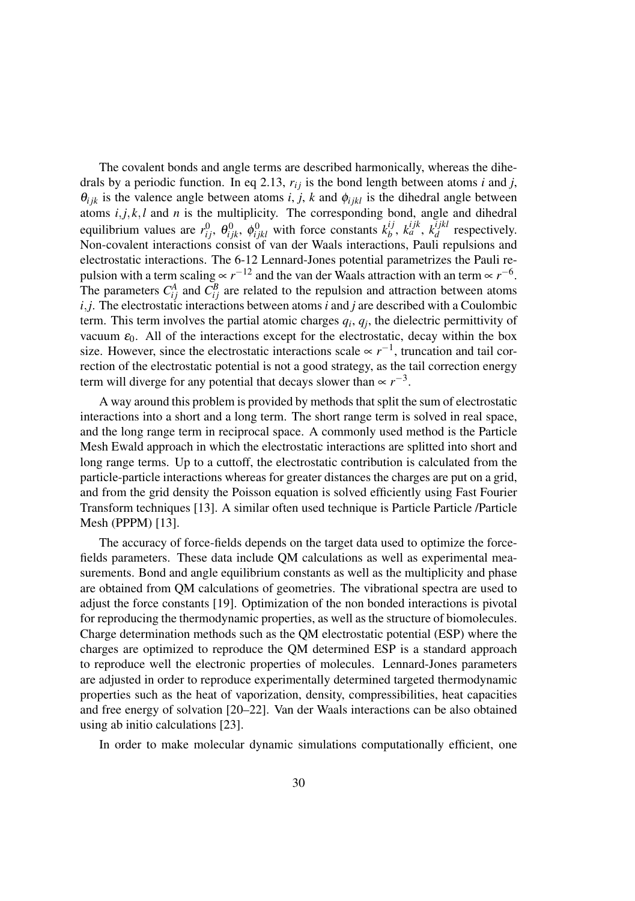The covalent bonds and angle terms are described harmonically, whereas the dihedrals by a periodic function. In eq 2.13, $r_{ij}$ is the bond length between atoms $i$ and $j$, $\theta_{ijk}$ is the valence angle between atoms $i$, $j$, $k$ and $\phi_{ijkl}$ is the dihedral angle between atoms $i,j,k,l$ and $n$ is the multiplicity. The corresponding bond, angle and dihedral equilibrium values are $r^0_{ij}$, $\theta^0_{ijk}$, $\phi^0_{ijkl}$ with force constants $k^{ij}_b$, $k^{ijk}_a$, $k^{ijkl}_d$ respectively. Non-covalent interactions consist of van der Waals interactions, Pauli repulsions and electrostatic interactions. The 6-12 Lennard-Jones potential parametrizes the Pauli repulsion with a term scaling $\propto r^{-12}$ and the van der Waals attraction with an term $\propto r^{-6}$. The parameters $C^A_{ij}$ and $C^B_{ij}$ are related to the repulsion and attraction between atoms $i,j$. The electrostatic interactions between atoms $i$ and $j$ are described with a Coulombic term. This term involves the partial atomic charges $q_i$, $q_j$, the dielectric permittivity of vacuum $\varepsilon_0$. All of the interactions except for the electrostatic, decay within the box size. However, since the electrostatic interactions scale $\propto r^{-1}$, truncation and tail correction of the electrostatic potential is not a good strategy, as the tail correction energy term will diverge for any potential that decays slower than $\propto r^{-3}$.

A way around this problem is provided by methods that split the sum of electrostatic interactions into a short and a long term. The short range term is solved in real space, and the long range term in reciprocal space. A commonly used method is the Particle Mesh Ewald approach in which the electrostatic interactions are splitted into short and long range terms. Up to a cuttoff, the electrostatic contribution is calculated from the particle-particle interactions whereas for greater distances the charges are put on a grid, and from the grid density the Poisson equation is solved efficiently using Fast Fourier Transform techniques [13]. A similar often used technique is Particle Particle /Particle Mesh (PPPM) [13].

The accuracy of force-fields depends on the target data used to optimize the force-fields parameters. These data include QM calculations as well as experimental measurements. Bond and angle equilibrium constants as well as the multiplicity and phase are obtained from QM calculations of geometries. The vibrational spectra are used to adjust the force constants [19]. Optimization of the non bonded interactions is pivotal for reproducing the thermodynamic properties, as well as the structure of biomolecules. Charge determination methods such as the QM electrostatic potential (ESP) where the charges are optimized to reproduce the QM determined ESP is a standard approach to reproduce well the electronic properties of molecules. Lennard-Jones parameters are adjusted in order to reproduce experimentally determined targeted thermodynamic properties such as the heat of vaporization, density, compressibilities, heat capacities and free energy of solvation [20–22]. Van der Waals interactions can be also obtained using ab initio calculations [23].

In order to make molecular dynamic simulations computationally efficient, one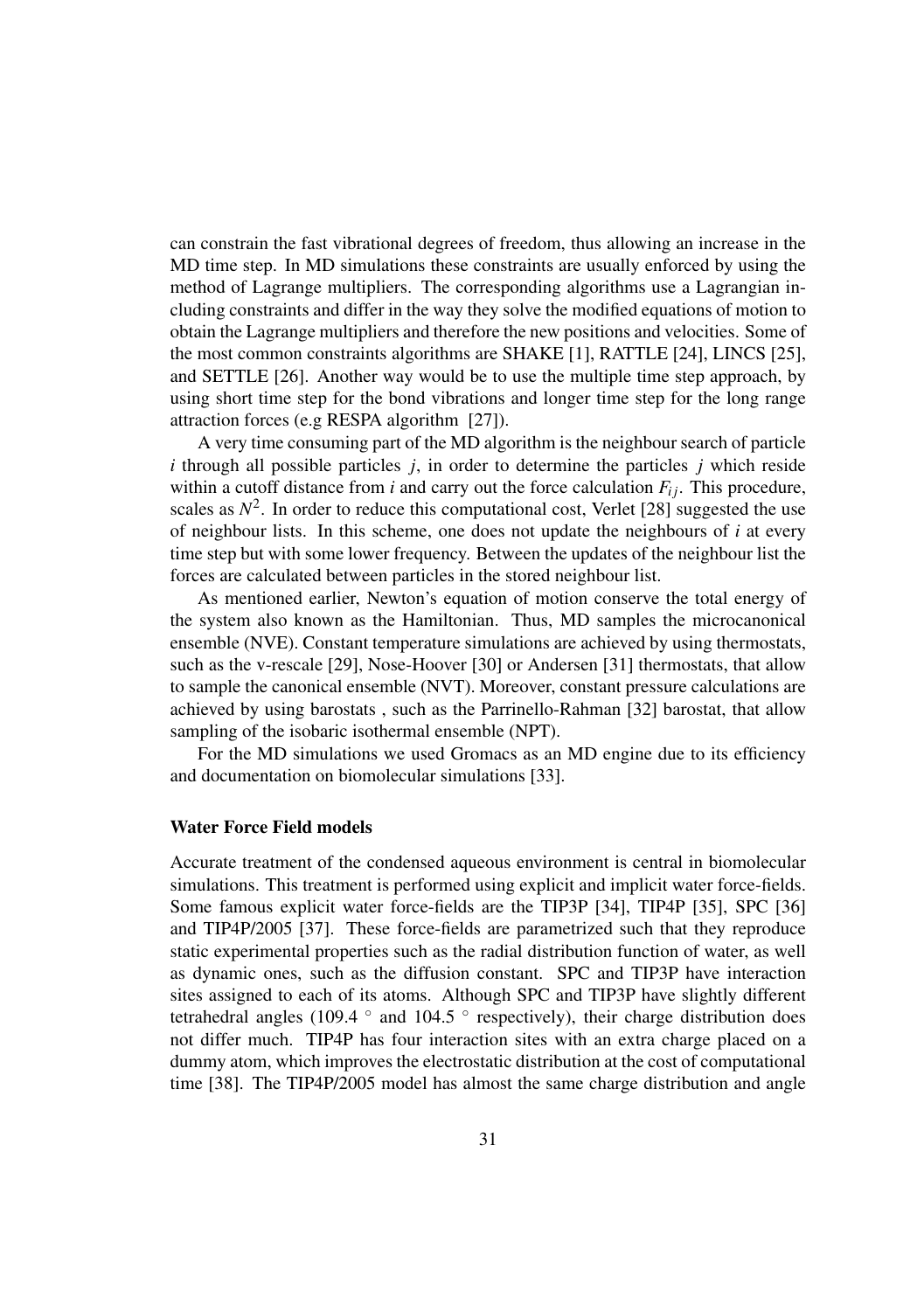can constrain the fast vibrational degrees of freedom, thus allowing an increase in the MD time step. In MD simulations these constraints are usually enforced by using the method of Lagrange multipliers. The corresponding algorithms use a Lagrangian including constraints and differ in the way they solve the modified equations of motion to obtain the Lagrange multipliers and therefore the new positions and velocities. Some of the most common constraints algorithms are SHAKE [1], RATTLE [24], LINCS [25], and SETTLE [26]. Another way would be to use the multiple time step approach, by using short time step for the bond vibrations and longer time step for the long range attraction forces (e.g RESPA algorithm [27]).

A very time consuming part of the MD algorithm is the neighbour search of particle $i$ through all possible particles $j$, in order to determine the particles $j$ which reside within a cutoff distance from $i$ and carry out the force calculation $F_{ij}$. This procedure, scales as $N^2$. In order to reduce this computational cost, Verlet [28] suggested the use of neighbour lists. In this scheme, one does not update the neighbours of $i$ at every time step but with some lower frequency. Between the updates of the neighbour list the forces are calculated between particles in the stored neighbour list.

As mentioned earlier, Newton's equation of motion conserve the total energy of the system also known as the Hamiltonian. Thus, MD samples the microcanonical ensemble (NVE). Constant temperature simulations are achieved by using thermostats, such as the v-rescale [29], Nose-Hoover [30] or Andersen [31] thermostats, that allow to sample the canonical ensemble (NVT). Moreover, constant pressure calculations are achieved by using barostats , such as the Parrinello-Rahman [32] barostat, that allow sampling of the isobaric isothermal ensemble (NPT).

For the MD simulations we used Gromacs as an MD engine due to its efficiency and documentation on biomolecular simulations [33].

### Water Force Field models

Accurate treatment of the condensed aqueous environment is central in biomolecular simulations. This treatment is performed using explicit and implicit water force-fields. Some famous explicit water force-fields are the TIP3P [34], TIP4P [35], SPC [36] and TIP4P/2005 [37]. These force-fields are parametrized such that they reproduce static experimental properties such as the radial distribution function of water, as well as dynamic ones, such as the diffusion constant. SPC and TIP3P have interaction sites assigned to each of its atoms. Although SPC and TIP3P have slightly different tetrahedral angles (109.4 $^\circ$ and 104.5 $^\circ$ respectively), their charge distribution does not differ much. TIP4P has four interaction sites with an extra charge placed on a dummy atom, which improves the electrostatic distribution at the cost of computational time [38]. The TIP4P/2005 model has almost the same charge distribution and angle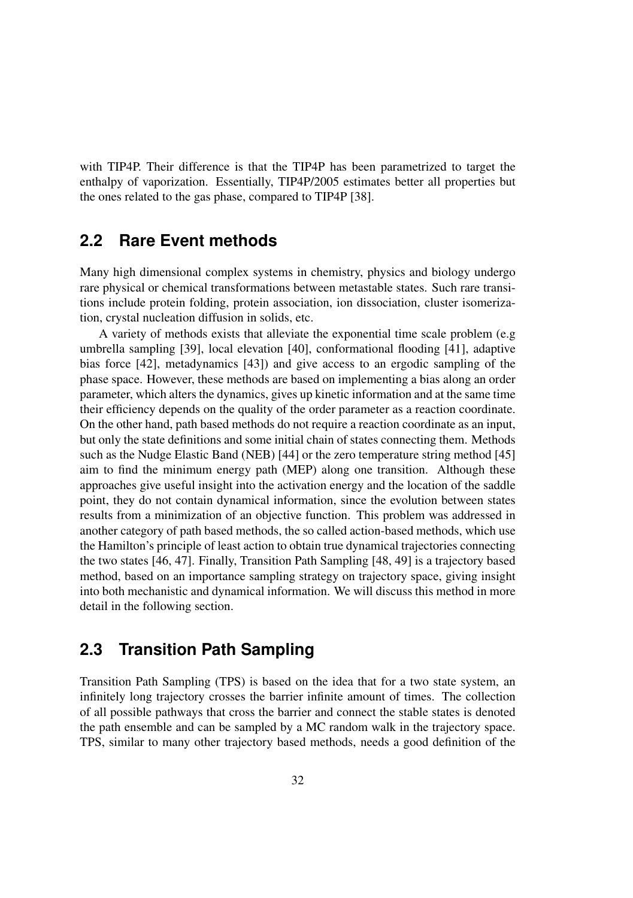with TIP4P. Their difference is that the TIP4P has been parametrized to target the enthalpy of vaporization. Essentially, TIP4P/2005 estimates better all properties but the ones related to the gas phase, compared to TIP4P [38].

## 2.2 Rare Event methods

Many high dimensional complex systems in chemistry, physics and biology undergo rare physical or chemical transformations between metastable states. Such rare transitions include protein folding, protein association, ion dissociation, cluster isomerization, crystal nucleation diffusion in solids, etc.

A variety of methods exists that alleviate the exponential time scale problem (e.g umbrella sampling [39], local elevation [40], conformational flooding [41], adaptive bias force [42], metadynamics [43]) and give access to an ergodic sampling of the phase space. However, these methods are based on implementing a bias along an order parameter, which alters the dynamics, gives up kinetic information and at the same time their efficiency depends on the quality of the order parameter as a reaction coordinate. On the other hand, path based methods do not require a reaction coordinate as an input, but only the state definitions and some initial chain of states connecting them. Methods such as the Nudge Elastic Band (NEB) [44] or the zero temperature string method [45] aim to find the minimum energy path (MEP) along one transition. Although these approaches give useful insight into the activation energy and the location of the saddle point, they do not contain dynamical information, since the evolution between states results from a minimization of an objective function. This problem was addressed in another category of path based methods, the so called action-based methods, which use the Hamilton's principle of least action to obtain true dynamical trajectories connecting the two states [46, 47]. Finally, Transition Path Sampling [48, 49] is a trajectory based method, based on an importance sampling strategy on trajectory space, giving insight into both mechanistic and dynamical information. We will discuss this method in more detail in the following section.

## 2.3 Transition Path Sampling

Transition Path Sampling (TPS) is based on the idea that for a two state system, an infinitely long trajectory crosses the barrier infinite amount of times. The collection of all possible pathways that cross the barrier and connect the stable states is denoted the path ensemble and can be sampled by a MC random walk in the trajectory space. TPS, similar to many other trajectory based methods, needs a good definition of the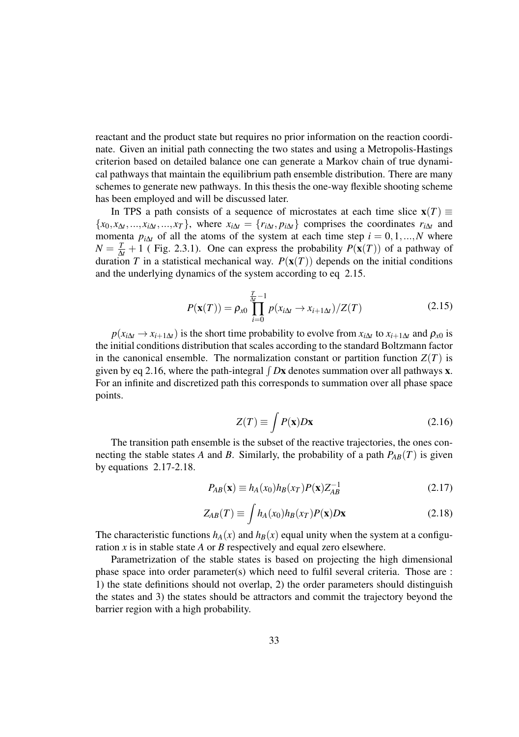reactant and the product state but requires no prior information on the reaction coordinate. Given an initial path connecting the two states and using a Metropolis-Hastings criterion based on detailed balance one can generate a Markov chain of true dynamical pathways that maintain the equilibrium path ensemble distribution. There are many schemes to generate new pathways. In this thesis the one-way flexible shooting scheme has been employed and will be discussed later.

In TPS a path consists of a sequence of microstates at each time slice $\mathbf{x}(T) \equiv \{x_0, x_{\Delta t}, ..., x_{i\Delta t}, ..., x_T\}$, where $x_{i\Delta t} = \{r_{i\Delta t}, p_{i\Delta t}\}$ comprises the coordinates $r_{i\Delta t}$ and momenta $p_{i\Delta t}$ of all the atoms of the system at each time step $i = 0, 1, ..., N$ where $N = \frac{T}{\Delta t} + 1$ ( Fig. 2.3.1). One can express the probability $P(\mathbf{x}(T))$ of a pathway of duration $T$ in a statistical mechanical way. $P(\mathbf{x}(T))$ depends on the initial conditions and the underlying dynamics of the system according to eq 2.15.

$$P(\mathbf{x}(T)) = \rho_{x0} \prod_{i=0}^{\frac{T}{\Delta t}-1} p(x_{i\Delta t} \rightarrow x_{i+1\Delta t})/Z(T) \tag{2.15}$$

$p(x_{i\Delta t} \rightarrow x_{i+1\Delta t})$ is the short time probability to evolve from $x_{i\Delta t}$ to $x_{i+1\Delta t}$ and $\rho_{x0}$ is the initial conditions distribution that scales according to the standard Boltzmann factor in the canonical ensemble. The normalization constant or partition function $Z(T)$ is given by eq 2.16, where the path-integral $\int D\mathbf{x}$ denotes summation over all pathways $\mathbf{x}$. For an infinite and discretized path this corresponds to summation over all phase space points.

$$Z(T) \equiv \int P(\mathbf{x}) D\mathbf{x} \tag{2.16}$$

The transition path ensemble is the subset of the reactive trajectories, the ones connecting the stable states $A$ and $B$. Similarly, the probability of a path $P_{AB}(T)$ is given by equations 2.17-2.18.

$$P_{AB}(\mathbf{x}) \equiv h_A(x_0) h_B(x_T) P(\mathbf{x}) Z_{AB}^{-1} \tag{2.17}$$

$$Z_{AB}(T) \equiv \int h_A(x_0) h_B(x_T) P(\mathbf{x}) D\mathbf{x} \tag{2.18}$$

The characteristic functions $h_A(x)$ and $h_B(x)$ equal unity when the system at a configuration $x$ is in stable state $A$ or $B$ respectively and equal zero elsewhere.

Parametrization of the stable states is based on projecting the high dimensional phase space into order parameter(s) which need to fulfil several criteria. Those are : 1) the state definitions should not overlap, 2) the order parameters should distinguish the states and 3) the states should be attractors and commit the trajectory beyond the barrier region with a high probability.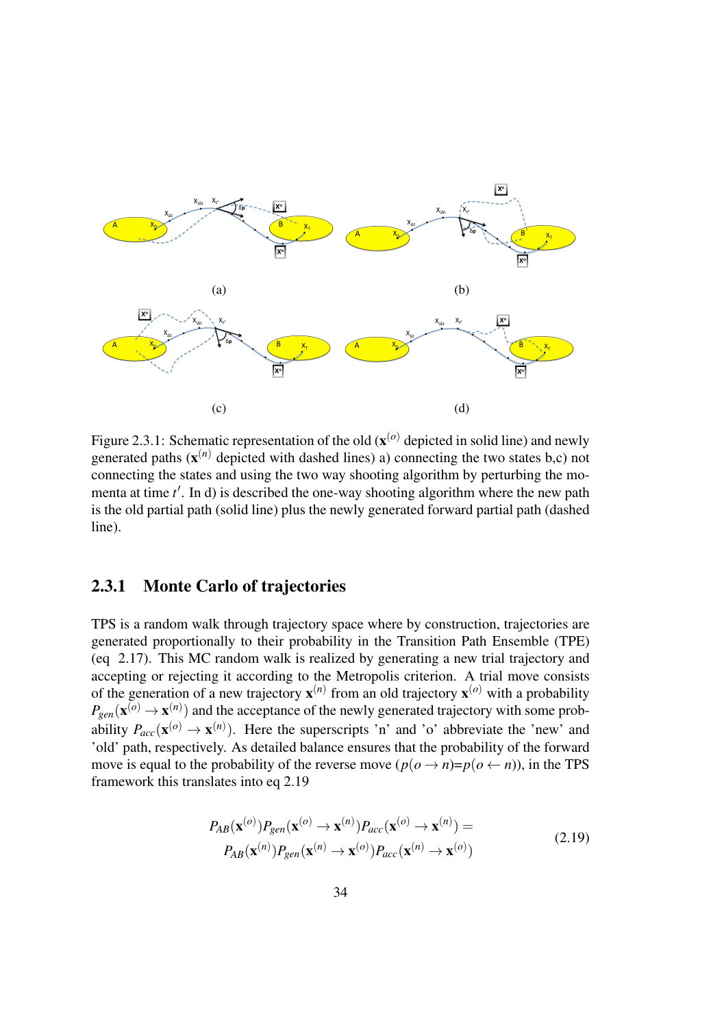(a) (b) (c) (d)

Figure 2.3.1: Schematic representation of the old ($\mathbf{x}^{(o)}$ depicted in solid line) and newly generated paths ($\mathbf{x}^{(n)}$ depicted with dashed lines) a) connecting the two states b,c) not connecting the states and using the two way shooting algorithm by perturbing the momenta at time $t'$. In d) is described the one-way shooting algorithm where the new path is the old partial path (solid line) plus the newly generated forward partial path (dashed line).

### 2.3.1 Monte Carlo of trajectories

TPS is a random walk through trajectory space where by construction, trajectories are generated proportionally to their probability in the Transition Path Ensemble (TPE) (eq 2.17). This MC random walk is realized by generating a new trial trajectory and accepting or rejecting it according to the Metropolis criterion. A trial move consists of the generation of a new trajectory $\mathbf{x}^{(n)}$ from an old trajectory $\mathbf{x}^{(o)}$ with a probability $P_{gen}(\mathbf{x}^{(o)} \rightarrow \mathbf{x}^{(n)})$ and the acceptance of the newly generated trajectory with some probability $P_{acc}(\mathbf{x}^{(o)} \rightarrow \mathbf{x}^{(n)})$. Here the superscripts 'n' and 'o' abbreviate the 'new' and 'old' path, respectively. As detailed balance ensures that the probability of the forward move is equal to the probability of the reverse move ($p(o \rightarrow n)$=$p(o \leftarrow n)$), in the TPS framework this translates into eq 2.19

$$
\begin{aligned}
P_{AB}(\mathbf{x}^{(o)}) P_{gen}(\mathbf{x}^{(o)} \rightarrow \mathbf{x}^{(n)}) P_{acc}(\mathbf{x}^{(o)} \rightarrow \mathbf{x}^{(n)}) = \\
P_{AB}(\mathbf{x}^{(n)}) P_{gen}(\mathbf{x}^{(n)} \rightarrow \mathbf{x}^{(o)}) P_{acc}(\mathbf{x}^{(n)} \rightarrow \mathbf{x}^{(o)})
\end{aligned}
\tag{2.19}
$$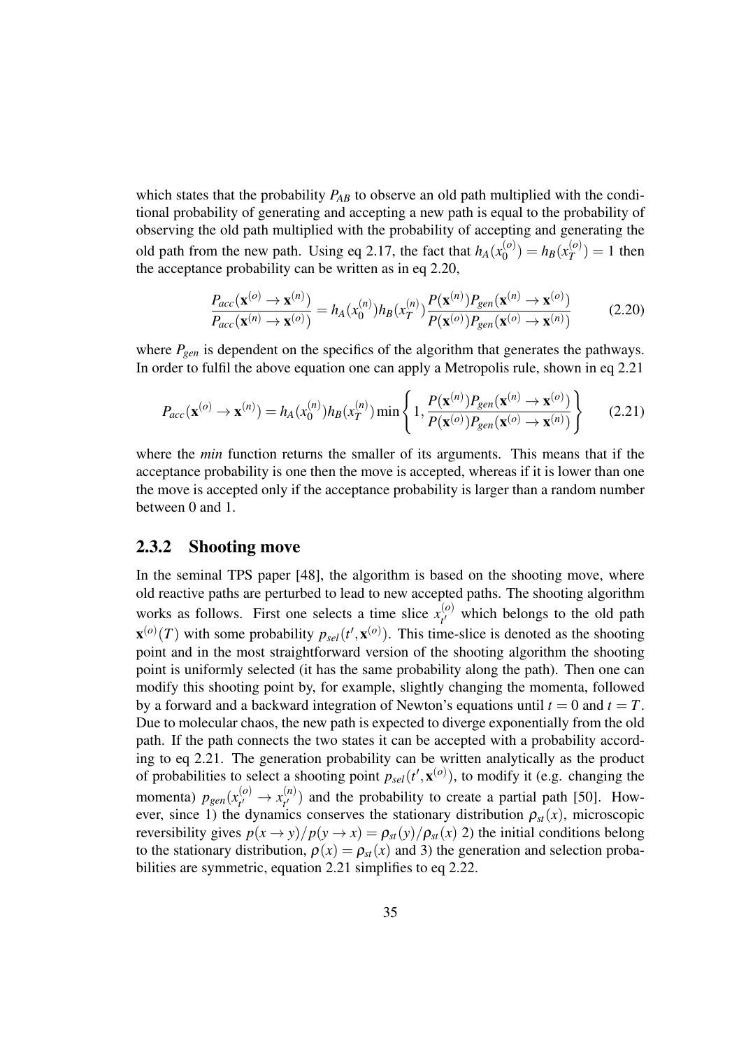which states that the probability $P_{AB}$ to observe an old path multiplied with the conditional probability of generating and accepting a new path is equal to the probability of observing the old path multiplied with the probability of accepting and generating the old path from the new path. Using eq 2.17, the fact that $h_A(x_0^{(o)}) = h_B(x_T^{(o)}) = 1$ then the acceptance probability can be written as in eq 2.20,

$$\frac{P_{acc}(\mathbf{x}^{(o)} \rightarrow \mathbf{x}^{(n)})}{P_{acc}(\mathbf{x}^{(n)} \rightarrow \mathbf{x}^{(o)})} = h_A(x_0^{(n)})h_B(x_T^{(n)})\frac{P(\mathbf{x}^{(n)})P_{gen}(\mathbf{x}^{(n)} \rightarrow \mathbf{x}^{(o)})}{P(\mathbf{x}^{(o)})P_{gen}(\mathbf{x}^{(o)} \rightarrow \mathbf{x}^{(n)})} \tag{2.20}$$

where $P_{gen}$ is dependent on the specifics of the algorithm that generates the pathways. In order to fulfil the above equation one can apply a Metropolis rule, shown in eq 2.21

$$P_{acc}(\mathbf{x}^{(o)} \rightarrow \mathbf{x}^{(n)}) = h_A(x_0^{(n)})h_B(x_T^{(n)}) \min\left\{1, \frac{P(\mathbf{x}^{(n)})P_{gen}(\mathbf{x}^{(n)} \rightarrow \mathbf{x}^{(o)})}{P(\mathbf{x}^{(o)})P_{gen}(\mathbf{x}^{(o)} \rightarrow \mathbf{x}^{(n)})}\right\} \tag{2.21}$$

where the *min* function returns the smaller of its arguments. This means that if the acceptance probability is one then the move is accepted, whereas if it is lower than one the move is accepted only if the acceptance probability is larger than a random number between 0 and 1.

### 2.3.2 Shooting move

In the seminal TPS paper [48], the algorithm is based on the shooting move, where old reactive paths are perturbed to lead to new accepted paths. The shooting algorithm works as follows. First one selects a time slice $x_{t'}^{(o)}$ which belongs to the old path $\mathbf{x}^{(o)}(T)$ with some probability $p_{sel}(t', \mathbf{x}^{(o)})$. This time-slice is denoted as the shooting point and in the most straightforward version of the shooting algorithm the shooting point is uniformly selected (it has the same probability along the path). Then one can modify this shooting point by, for example, slightly changing the momenta, followed by a forward and a backward integration of Newton's equations until $t = 0$ and $t = T$. Due to molecular chaos, the new path is expected to diverge exponentially from the old path. If the path connects the two states it can be accepted with a probability according to eq 2.21. The generation probability can be written analytically as the product of probabilities to select a shooting point $p_{sel}(t', \mathbf{x}^{(o)})$, to modify it (e.g. changing the momenta) $p_{gen}(x_{t'}^{(o)} \rightarrow x_{t'}^{(n)})$ and the probability to create a partial path [50]. However, since 1) the dynamics conserves the stationary distribution $\rho_{st}(x)$, microscopic reversibility gives $p(x \rightarrow y)/p(y \rightarrow x) = \rho_{st}(y)/\rho_{st}(x)$ 2) the initial conditions belong to the stationary distribution, $\rho(x) = \rho_{st}(x)$ and 3) the generation and selection probabilities are symmetric, equation 2.21 simplifies to eq 2.22.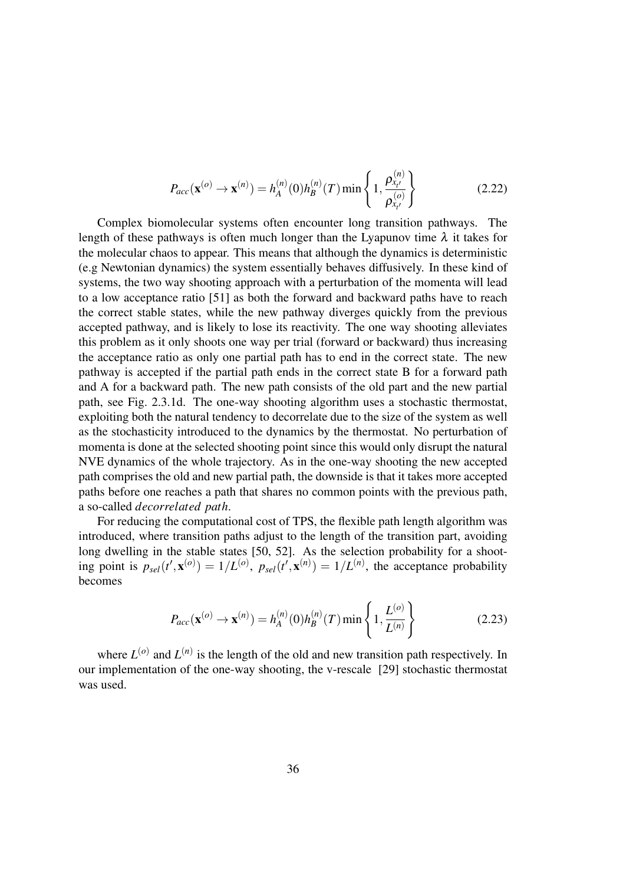$$P_{acc}(\mathbf{x}^{(o)} \rightarrow \mathbf{x}^{(n)}) = h_A^{(n)}(0) h_B^{(n)}(T) \min\left\{1, \frac{\rho_{x_{t'}}^{(n)}}{\rho_{x_{t'}}^{(o)}}\right\} \tag{2.22}$$

Complex biomolecular systems often encounter long transition pathways. The length of these pathways is often much longer than the Lyapunov time $\lambda$ it takes for the molecular chaos to appear. This means that although the dynamics is deterministic (e.g Newtonian dynamics) the system essentially behaves diffusively. In these kind of systems, the two way shooting approach with a perturbation of the momenta will lead to a low acceptance ratio [51] as both the forward and backward paths have to reach the correct stable states, while the new pathway diverges quickly from the previous accepted pathway, and is likely to lose its reactivity. The one way shooting alleviates this problem as it only shoots one way per trial (forward or backward) thus increasing the acceptance ratio as only one partial path has to end in the correct state. The new pathway is accepted if the partial path ends in the correct state B for a forward path and A for a backward path. The new path consists of the old part and the new partial path, see Fig. 2.3.1d. The one-way shooting algorithm uses a stochastic thermostat, exploiting both the natural tendency to decorrelate due to the size of the system as well as the stochasticity introduced to the dynamics by the thermostat. No perturbation of momenta is done at the selected shooting point since this would only disrupt the natural NVE dynamics of the whole trajectory. As in the one-way shooting the new accepted path comprises the old and new partial path, the downside is that it takes more accepted paths before one reaches a path that shares no common points with the previous path, a so-called *decorrelated path*.

For reducing the computational cost of TPS, the flexible path length algorithm was introduced, where transition paths adjust to the length of the transition part, avoiding long dwelling in the stable states [50, 52]. As the selection probability for a shooting point is $p_{sel}(t', \mathbf{x}^{(o)}) = 1/L^{(o)}$, $p_{sel}(t', \mathbf{x}^{(n)}) = 1/L^{(n)}$, the acceptance probability becomes

$$P_{acc}(\mathbf{x}^{(o)} \rightarrow \mathbf{x}^{(n)}) = h_A^{(n)}(0) h_B^{(n)}(T) \min\left\{1, \frac{L^{(o)}}{L^{(n)}}\right\} \tag{2.23}$$

where $L^{(o)}$ and $L^{(n)}$ is the length of the old and new transition path respectively. In our implementation of the one-way shooting, the v-rescale [29] stochastic thermostat was used.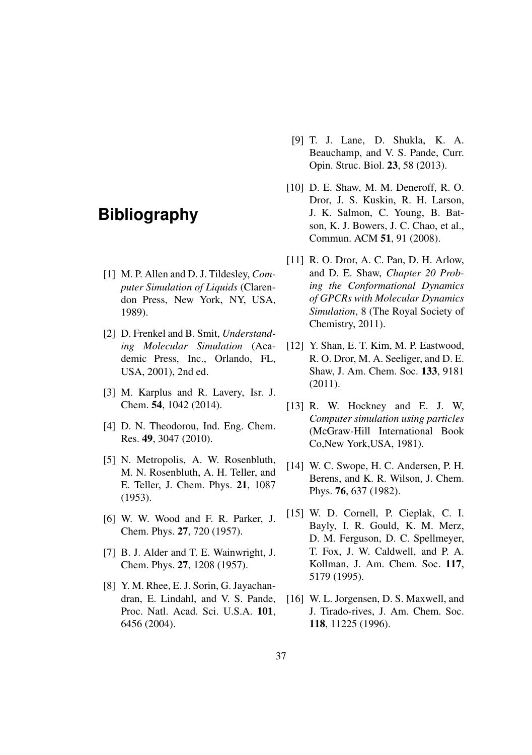# Bibliography

[1] M. P. Allen and D. J. Tildesley, *Computer Simulation of Liquids* (Clarendon Press, New York, NY, USA, 1989).

[2] D. Frenkel and B. Smit, *Understanding Molecular Simulation* (Academic Press, Inc., Orlando, FL, USA, 2001), 2nd ed.

[3] M. Karplus and R. Lavery, Isr. J. Chem. **54**, 1042 (2014).

[4] D. N. Theodorou, Ind. Eng. Chem. Res. **49**, 3047 (2010).

[5] N. Metropolis, A. W. Rosenbluth, M. N. Rosenbluth, A. H. Teller, and E. Teller, J. Chem. Phys. **21**, 1087 (1953).

[6] W. W. Wood and F. R. Parker, J. Chem. Phys. **27**, 720 (1957).

[7] B. J. Alder and T. E. Wainwright, J. Chem. Phys. **27**, 1208 (1957).

[8] Y. M. Rhee, E. J. Sorin, G. Jayachandran, E. Lindahl, and V. S. Pande, Proc. Natl. Acad. Sci. U.S.A. **101**, 6456 (2004).

[9] T. J. Lane, D. Shukla, K. A. Beauchamp, and V. S. Pande, Curr. Opin. Struc. Biol. **23**, 58 (2013).

[10] D. E. Shaw, M. M. Deneroff, R. O. Dror, J. S. Kuskin, R. H. Larson, J. K. Salmon, C. Young, B. Batson, K. J. Bowers, J. C. Chao, et al., Commun. ACM **51**, 91 (2008).

[11] R. O. Dror, A. C. Pan, D. H. Arlow, and D. E. Shaw, *Chapter 20 Probing the Conformational Dynamics of GPCRs with Molecular Dynamics Simulation*, 8 (The Royal Society of Chemistry, 2011).

[12] Y. Shan, E. T. Kim, M. P. Eastwood, R. O. Dror, M. A. Seeliger, and D. E. Shaw, J. Am. Chem. Soc. **133**, 9181 (2011).

[13] R. W. Hockney and E. J. W, *Computer simulation using particles* (McGraw-Hill International Book Co,New York,USA, 1981).

[14] W. C. Swope, H. C. Andersen, P. H. Berens, and K. R. Wilson, J. Chem. Phys. **76**, 637 (1982).

[15] W. D. Cornell, P. Cieplak, C. I. Bayly, I. R. Gould, K. M. Merz, D. M. Ferguson, D. C. Spellmeyer, T. Fox, J. W. Caldwell, and P. A. Kollman, J. Am. Chem. Soc. **117**, 5179 (1995).

[16] W. L. Jorgensen, D. S. Maxwell, and J. Tirado-rives, J. Am. Chem. Soc. **118**, 11225 (1996).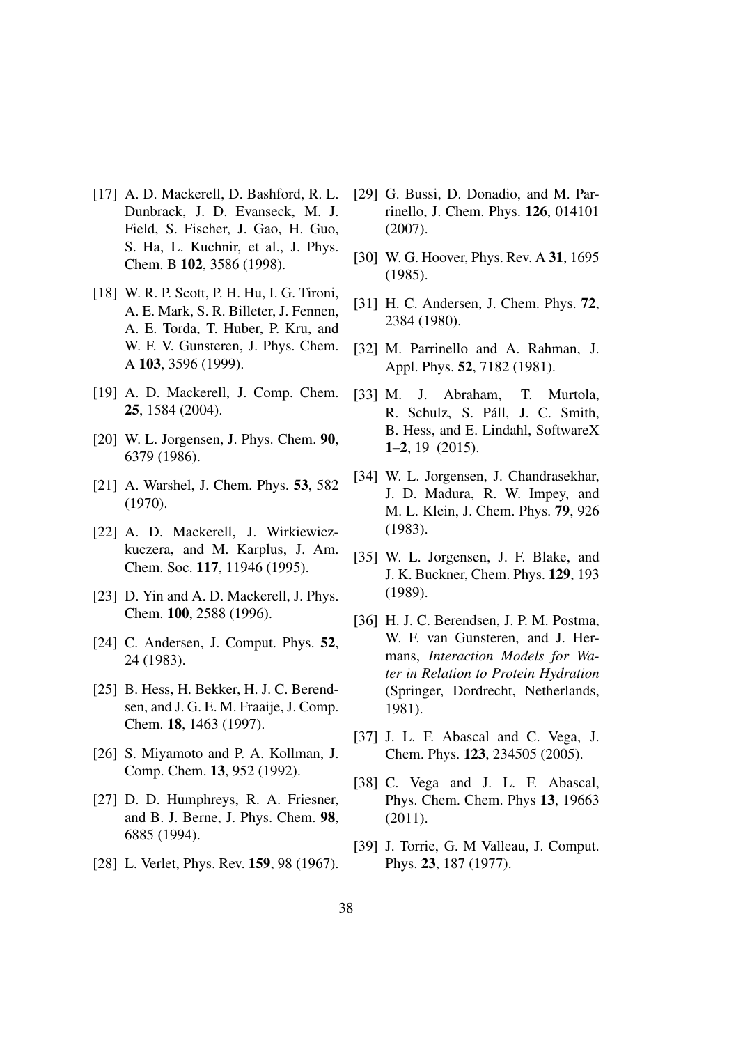[17] A. D. Mackerell, D. Bashford, R. L. Dunbrack, J. D. Evanseck, M. J. Field, S. Fischer, J. Gao, H. Guo, S. Ha, L. Kuchnir, et al., J. Phys. Chem. B **102**, 3586 (1998).

[18] W. R. P. Scott, P. H. Hu, I. G. Tironi, A. E. Mark, S. R. Billeter, J. Fennen, A. E. Torda, T. Huber, P. Kru, and W. F. V. Gunsteren, J. Phys. Chem. A **103**, 3596 (1999).

[19] A. D. Mackerell, J. Comp. Chem. **25**, 1584 (2004).

[20] W. L. Jorgensen, J. Phys. Chem. **90**, 6379 (1986).

[21] A. Warshel, J. Chem. Phys. **53**, 582 (1970).

[22] A. D. Mackerell, J. Wirkiewicz-kuczera, and M. Karplus, J. Am. Chem. Soc. **117**, 11946 (1995).

[23] D. Yin and A. D. Mackerell, J. Phys. Chem. **100**, 2588 (1996).

[24] C. Andersen, J. Comput. Phys. **52**, 24 (1983).

[25] B. Hess, H. Bekker, H. J. C. Berendsen, and J. G. E. M. Fraaije, J. Comp. Chem. **18**, 1463 (1997).

[26] S. Miyamoto and P. A. Kollman, J. Comp. Chem. **13**, 952 (1992).

[27] D. D. Humphreys, R. A. Friesner, and B. J. Berne, J. Phys. Chem. **98**, 6885 (1994).

[28] L. Verlet, Phys. Rev. **159**, 98 (1967).

[29] G. Bussi, D. Donadio, and M. Parrinello, J. Chem. Phys. **126**, 014101 (2007).

[30] W. G. Hoover, Phys. Rev. A **31**, 1695 (1985).

[31] H. C. Andersen, J. Chem. Phys. **72**, 2384 (1980).

[32] M. Parrinello and A. Rahman, J. Appl. Phys. **52**, 7182 (1981).

[33] M. J. Abraham, T. Murtola, R. Schulz, S. Páll, J. C. Smith, B. Hess, and E. Lindahl, SoftwareX **1–2**, 19 (2015).

[34] W. L. Jorgensen, J. Chandrasekhar, J. D. Madura, R. W. Impey, and M. L. Klein, J. Chem. Phys. **79**, 926 (1983).

[35] W. L. Jorgensen, J. F. Blake, and J. K. Buckner, Chem. Phys. **129**, 193 (1989).

[36] H. J. C. Berendsen, J. P. M. Postma, W. F. van Gunsteren, and J. Hermans, *Interaction Models for Water in Relation to Protein Hydration* (Springer, Dordrecht, Netherlands, 1981).

[37] J. L. F. Abascal and C. Vega, J. Chem. Phys. **123**, 234505 (2005).

[38] C. Vega and J. L. F. Abascal, Phys. Chem. Chem. Phys **13**, 19663 (2011).

[39] J. Torrie, G. M Valleau, J. Comput. Phys. **23**, 187 (1977).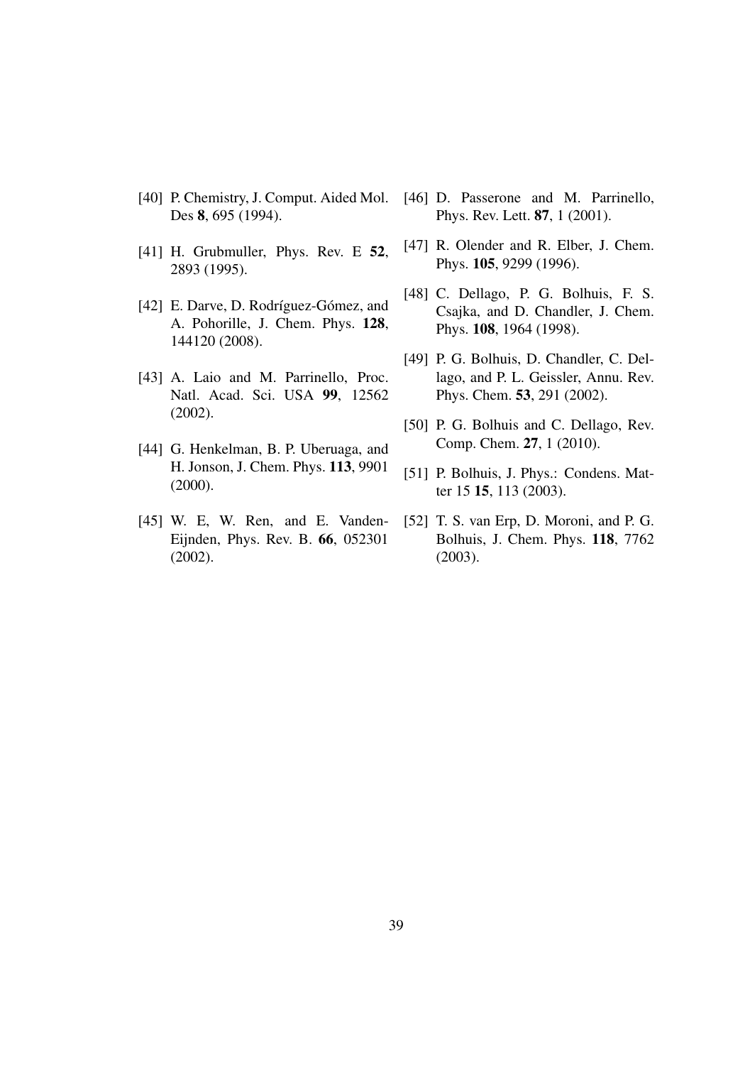[40] P. Chemistry, J. Comput. Aided Mol. Des **8**, 695 (1994).

[41] H. Grubmuller, Phys. Rev. E **52**, 2893 (1995).

[42] E. Darve, D. Rodríguez-Gómez, and A. Pohorille, J. Chem. Phys. **128**, 144120 (2008).

[43] A. Laio and M. Parrinello, Proc. Natl. Acad. Sci. USA **99**, 12562 (2002).

[44] G. Henkelman, B. P. Uberuaga, and H. Jonson, J. Chem. Phys. **113**, 9901 (2000).

[45] W. E, W. Ren, and E. Vanden-Eijnden, Phys. Rev. B. **66**, 052301 (2002).

[46] D. Passerone and M. Parrinello, Phys. Rev. Lett. **87**, 1 (2001).

[47] R. Olender and R. Elber, J. Chem. Phys. **105**, 9299 (1996).

[48] C. Dellago, P. G. Bolhuis, F. S. Csajka, and D. Chandler, J. Chem. Phys. **108**, 1964 (1998).

[49] P. G. Bolhuis, D. Chandler, C. Dellago, and P. L. Geissler, Annu. Rev. Phys. Chem. **53**, 291 (2002).

[50] P. G. Bolhuis and C. Dellago, Rev. Comp. Chem. **27**, 1 (2010).

[51] P. Bolhuis, J. Phys.: Condens. Matter 15 **15**, 113 (2003).

[52] T. S. van Erp, D. Moroni, and P. G. Bolhuis, J. Chem. Phys. **118**, 7762 (2003).